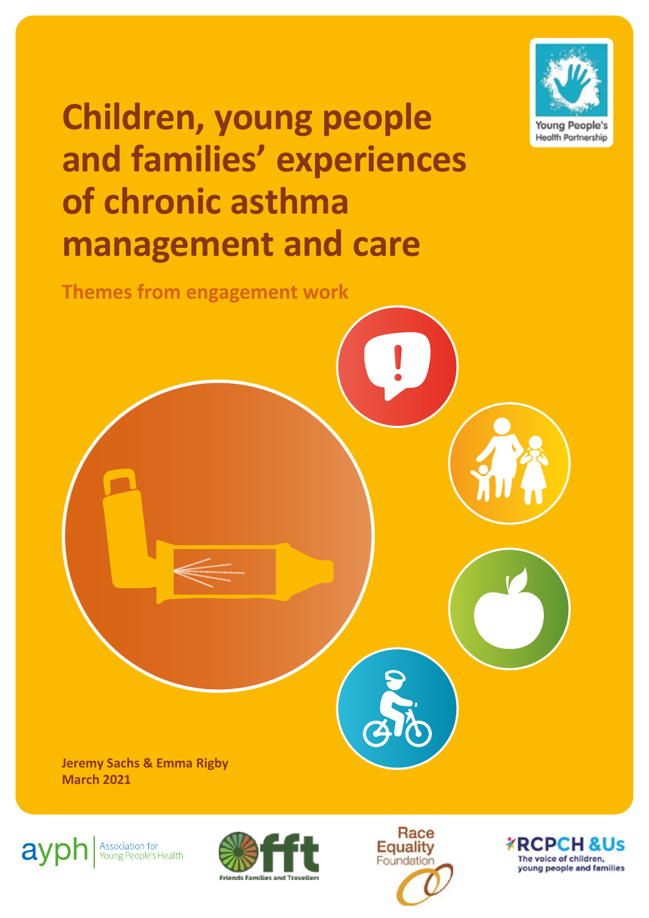# Children, young people and families' experiences of chronic asthma management and care

## Themes from engagement work

**Jeremy Sachs & Emma Rigby**
**March 2021**

Young People's Health Partnership

ayph Association for Young People's Health

fft Friends Families and Travellers

Race Equality Foundation

RCPCH &Us The voice of children, young people and families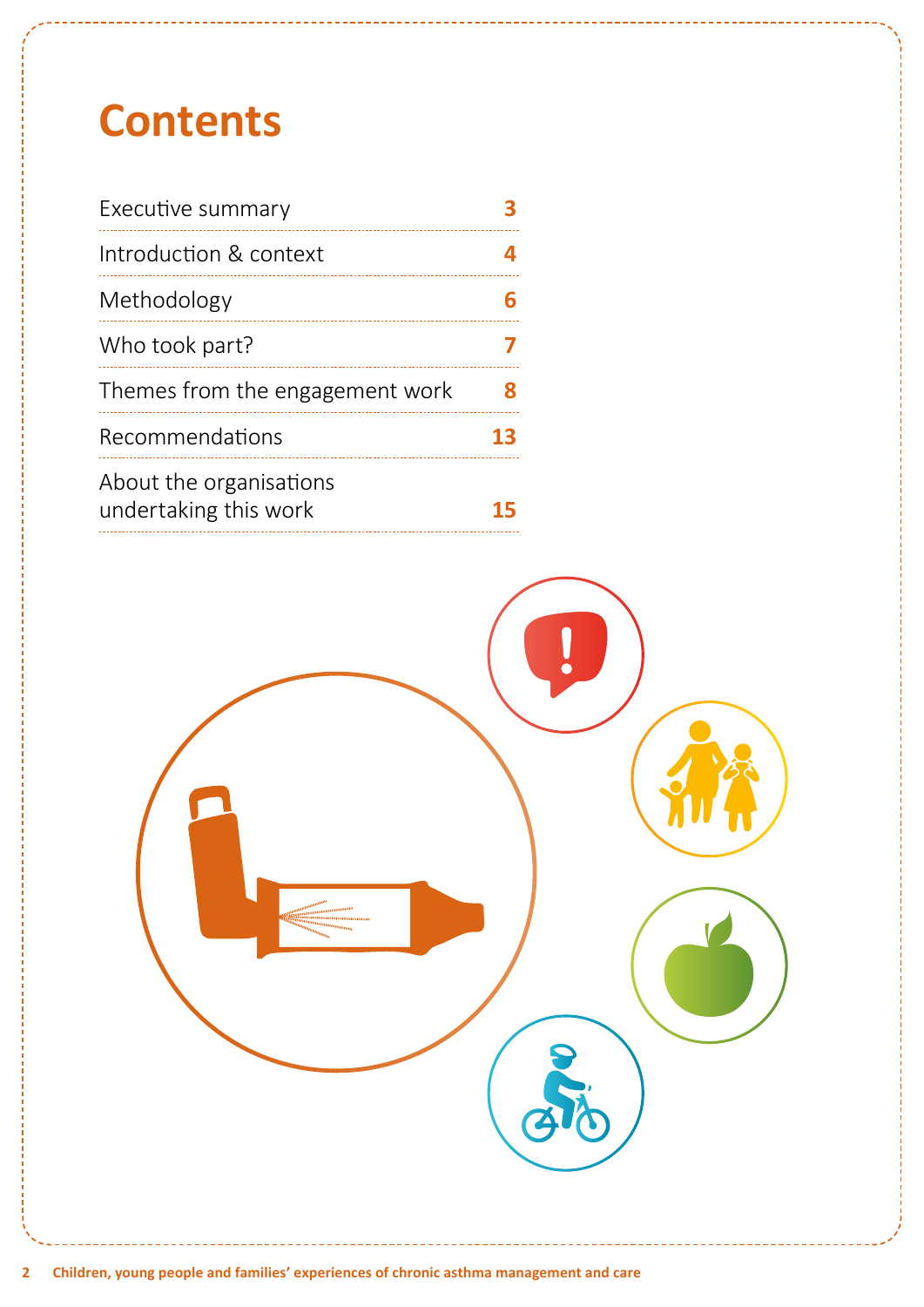# Contents

| | |
|---|---|
| Executive summary | 3 |
| Introduction & context | 4 |
| Methodology | 6 |
| Who took part? | 7 |
| Themes from the engagement work | 8 |
| Recommendations | 13 |
| About the organisations undertaking this work | 15 |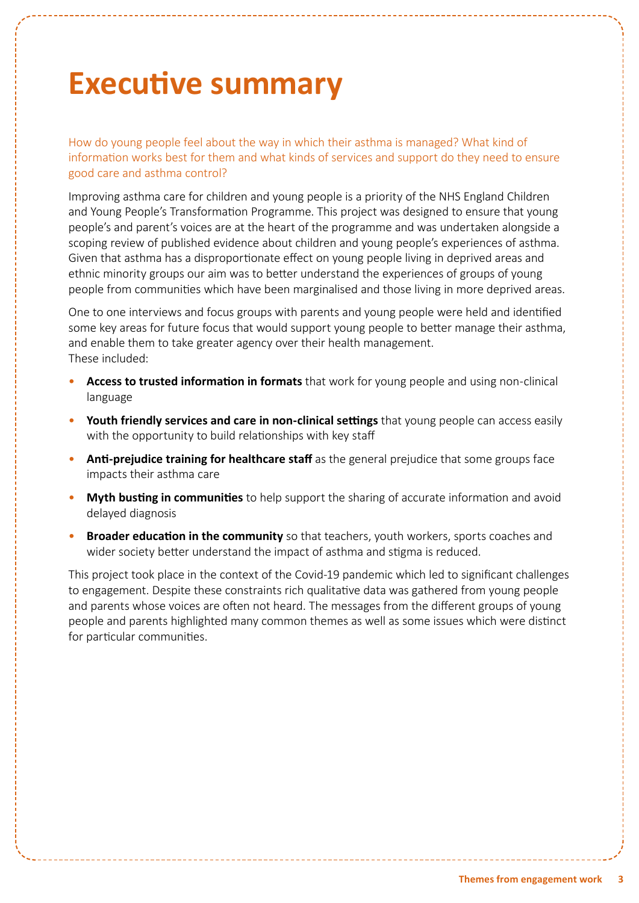# Executive summary

How do young people feel about the way in which their asthma is managed? What kind of information works best for them and what kinds of services and support do they need to ensure good care and asthma control?

Improving asthma care for children and young people is a priority of the NHS England Children and Young People's Transformation Programme. This project was designed to ensure that young people's and parent's voices are at the heart of the programme and was undertaken alongside a scoping review of published evidence about children and young people's experiences of asthma. Given that asthma has a disproportionate effect on young people living in deprived areas and ethnic minority groups our aim was to better understand the experiences of groups of young people from communities which have been marginalised and those living in more deprived areas.

One to one interviews and focus groups with parents and young people were held and identified some key areas for future focus that would support young people to better manage their asthma, and enable them to take greater agency over their health management.
These included:

- **Access to trusted information in formats** that work for young people and using non-clinical language
- **Youth friendly services and care in non-clinical settings** that young people can access easily with the opportunity to build relationships with key staff
- **Anti-prejudice training for healthcare staff** as the general prejudice that some groups face impacts their asthma care
- **Myth busting in communities** to help support the sharing of accurate information and avoid delayed diagnosis
- **Broader education in the community** so that teachers, youth workers, sports coaches and wider society better understand the impact of asthma and stigma is reduced.

This project took place in the context of the Covid-19 pandemic which led to significant challenges to engagement. Despite these constraints rich qualitative data was gathered from young people and parents whose voices are often not heard. The messages from the different groups of young people and parents highlighted many common themes as well as some issues which were distinct for particular communities.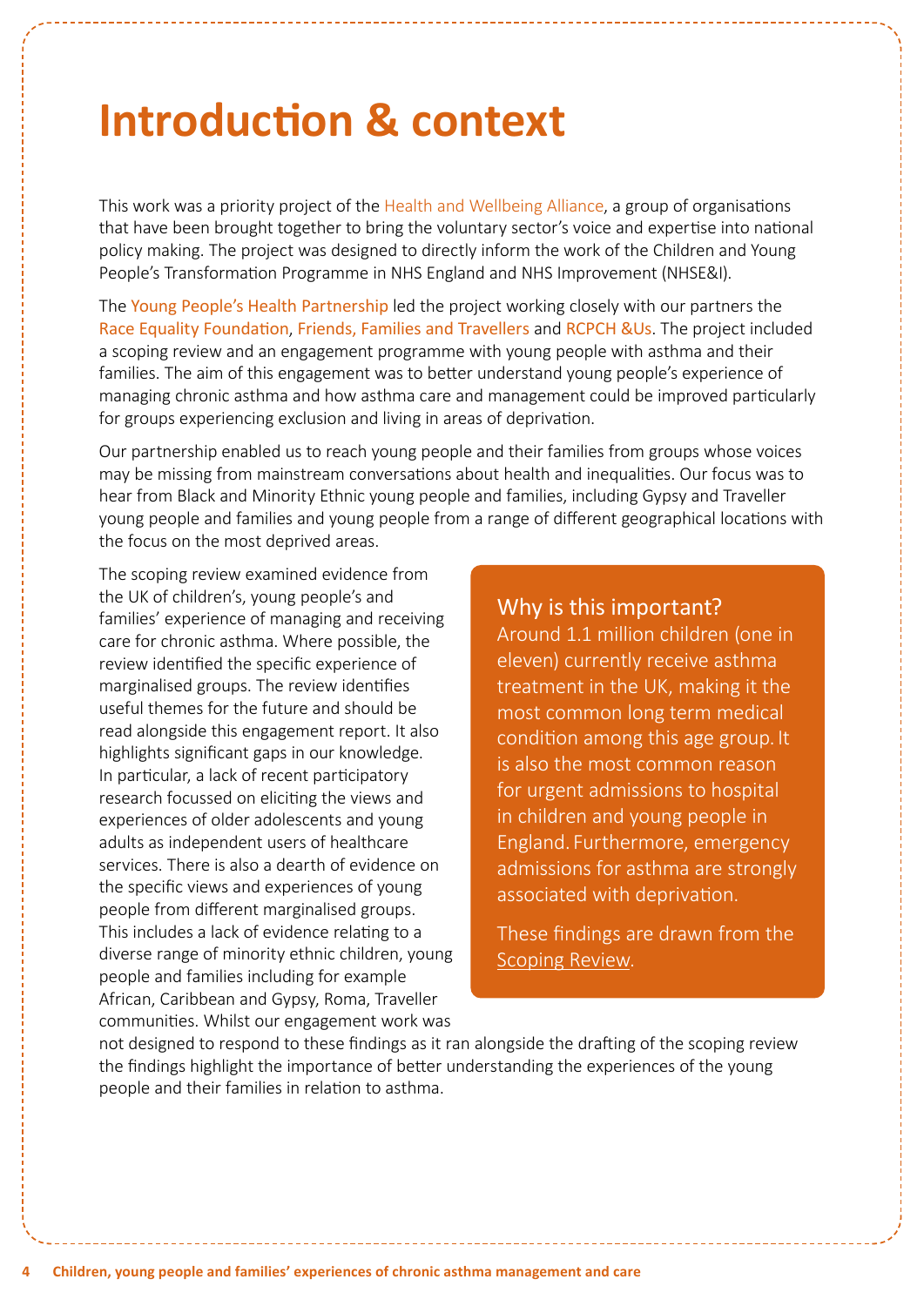# Introduction & context

This work was a priority project of the Health and Wellbeing Alliance, a group of organisations that have been brought together to bring the voluntary sector's voice and expertise into national policy making. The project was designed to directly inform the work of the Children and Young People's Transformation Programme in NHS England and NHS Improvement (NHSE&I).

The Young People's Health Partnership led the project working closely with our partners the Race Equality Foundation, Friends, Families and Travellers and RCPCH &Us. The project included a scoping review and an engagement programme with young people with asthma and their families. The aim of this engagement was to better understand young people's experience of managing chronic asthma and how asthma care and management could be improved particularly for groups experiencing exclusion and living in areas of deprivation.

Our partnership enabled us to reach young people and their families from groups whose voices may be missing from mainstream conversations about health and inequalities. Our focus was to hear from Black and Minority Ethnic young people and families, including Gypsy and Traveller young people and families and young people from a range of different geographical locations with the focus on the most deprived areas.

The scoping review examined evidence from the UK of children's, young people's and families' experience of managing and receiving care for chronic asthma. Where possible, the review identified the specific experience of marginalised groups. The review identifies useful themes for the future and should be read alongside this engagement report. It also highlights significant gaps in our knowledge. In particular, a lack of recent participatory research focussed on eliciting the views and experiences of older adolescents and young adults as independent users of healthcare services. There is also a dearth of evidence on the specific views and experiences of young people from different marginalised groups. This includes a lack of evidence relating to a diverse range of minority ethnic children, young people and families including for example African, Caribbean and Gypsy, Roma, Traveller communities. Whilst our engagement work was not designed to respond to these findings as it ran alongside the drafting of the scoping review the findings highlight the importance of better understanding the experiences of the young people and their families in relation to asthma.

> **Why is this important?**
>
> Around 1.1 million children (one in eleven) currently receive asthma treatment in the UK, making it the most common long term medical condition among this age group. It is also the most common reason for urgent admissions to hospital in children and young people in England. Furthermore, emergency admissions for asthma are strongly associated with deprivation.
>
> These findings are drawn from the Scoping Review.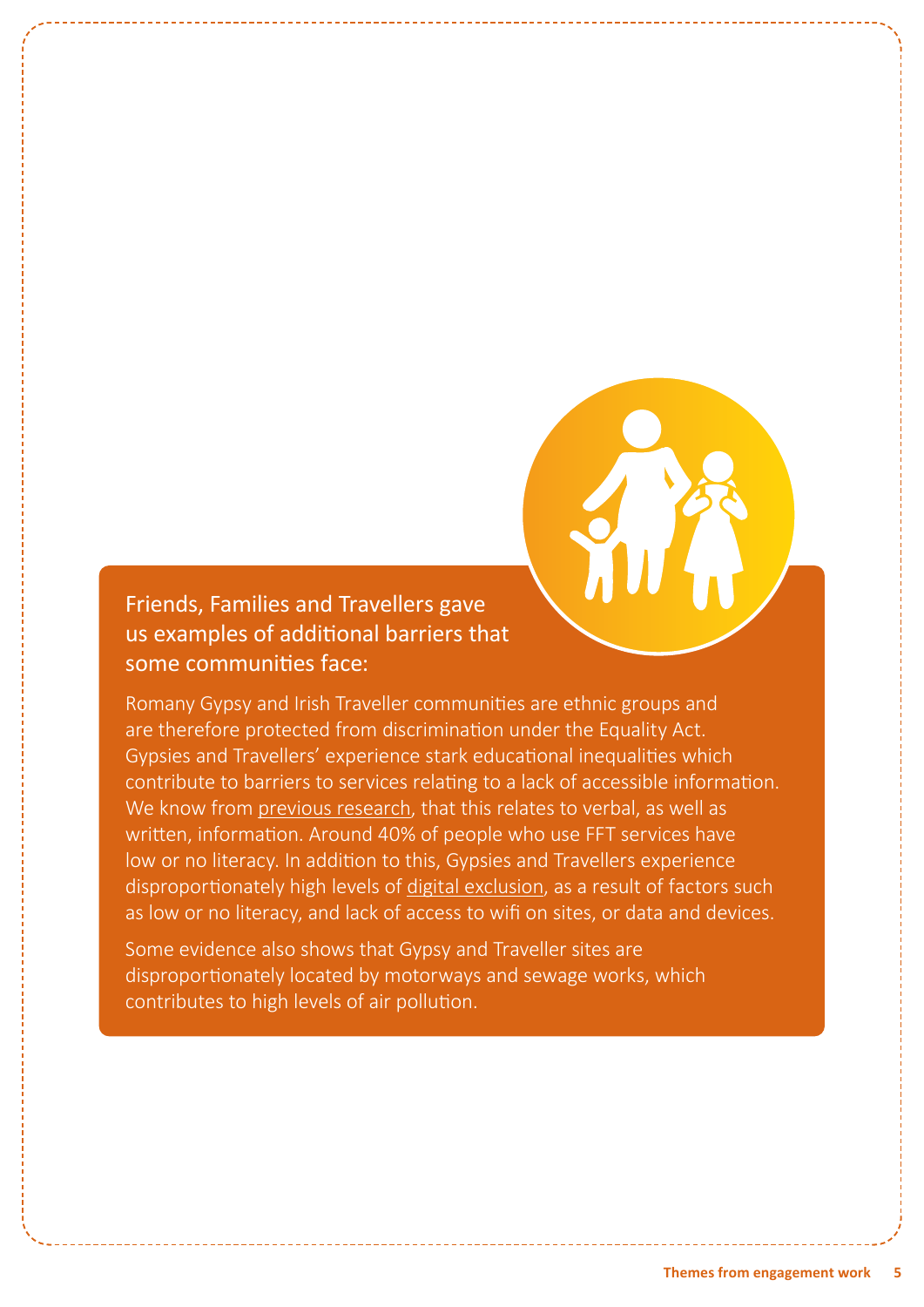### Friends, Families and Travellers gave us examples of additional barriers that some communities face:

Romany Gypsy and Irish Traveller communities are ethnic groups and are therefore protected from discrimination under the Equality Act. Gypsies and Travellers' experience stark educational inequalities which contribute to barriers to services relating to a lack of accessible information. We know from previous research, that this relates to verbal, as well as written, information. Around 40% of people who use FFT services have low or no literacy. In addition to this, Gypsies and Travellers experience disproportionately high levels of digital exclusion, as a result of factors such as low or no literacy, and lack of access to wifi on sites, or data and devices.

Some evidence also shows that Gypsy and Traveller sites are disproportionately located by motorways and sewage works, which contributes to high levels of air pollution.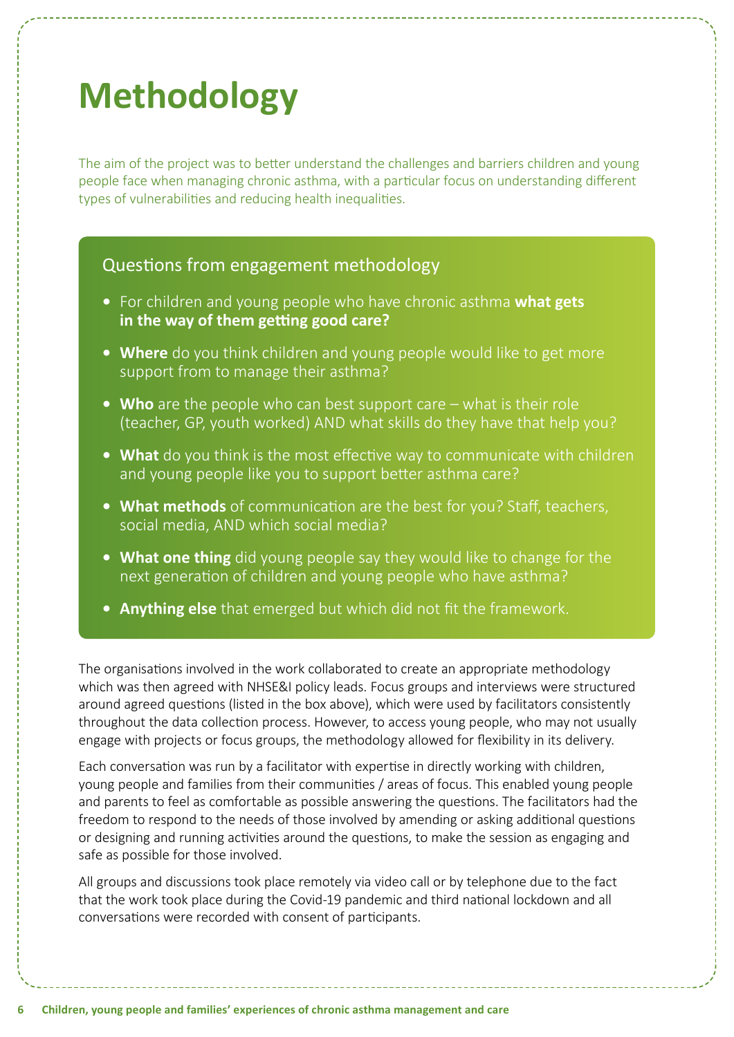# Methodology

The aim of the project was to better understand the challenges and barriers children and young people face when managing chronic asthma, with a particular focus on understanding different types of vulnerabilities and reducing health inequalities.

## Questions from engagement methodology

- For children and young people who have chronic asthma **what gets in the way of them getting good care?**
- **Where** do you think children and young people would like to get more support from to manage their asthma?
- **Who** are the people who can best support care – what is their role (teacher, GP, youth worked) AND what skills do they have that help you?
- **What** do you think is the most effective way to communicate with children and young people like you to support better asthma care?
- **What methods** of communication are the best for you? Staff, teachers, social media, AND which social media?
- **What one thing** did young people say they would like to change for the next generation of children and young people who have asthma?
- **Anything else** that emerged but which did not fit the framework.

The organisations involved in the work collaborated to create an appropriate methodology which was then agreed with NHSE&I policy leads. Focus groups and interviews were structured around agreed questions (listed in the box above), which were used by facilitators consistently throughout the data collection process. However, to access young people, who may not usually engage with projects or focus groups, the methodology allowed for flexibility in its delivery.

Each conversation was run by a facilitator with expertise in directly working with children, young people and families from their communities / areas of focus. This enabled young people and parents to feel as comfortable as possible answering the questions. The facilitators had the freedom to respond to the needs of those involved by amending or asking additional questions or designing and running activities around the questions, to make the session as engaging and safe as possible for those involved.

All groups and discussions took place remotely via video call or by telephone due to the fact that the work took place during the Covid-19 pandemic and third national lockdown and all conversations were recorded with consent of participants.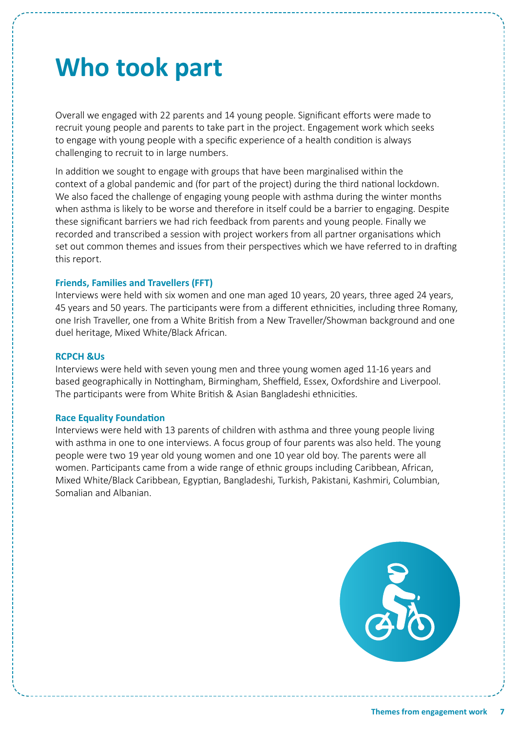# Who took part

Overall we engaged with 22 parents and 14 young people. Significant efforts were made to recruit young people and parents to take part in the project. Engagement work which seeks to engage with young people with a specific experience of a health condition is always challenging to recruit to in large numbers.

In addition we sought to engage with groups that have been marginalised within the context of a global pandemic and (for part of the project) during the third national lockdown. We also faced the challenge of engaging young people with asthma during the winter months when asthma is likely to be worse and therefore in itself could be a barrier to engaging. Despite these significant barriers we had rich feedback from parents and young people. Finally we recorded and transcribed a session with project workers from all partner organisations which set out common themes and issues from their perspectives which we have referred to in drafting this report.

### Friends, Families and Travellers (FFT)

Interviews were held with six women and one man aged 10 years, 20 years, three aged 24 years, 45 years and 50 years. The participants were from a different ethnicities, including three Romany, one Irish Traveller, one from a White British from a New Traveller/Showman background and one duel heritage, Mixed White/Black African.

### RCPCH &Us

Interviews were held with seven young men and three young women aged 11-16 years and based geographically in Nottingham, Birmingham, Sheffield, Essex, Oxfordshire and Liverpool. The participants were from White British & Asian Bangladeshi ethnicities.

### Race Equality Foundation

Interviews were held with 13 parents of children with asthma and three young people living with asthma in one to one interviews. A focus group of four parents was also held. The young people were two 19 year old young women and one 10 year old boy. The parents were all women. Participants came from a wide range of ethnic groups including Caribbean, African, Mixed White/Black Caribbean, Egyptian, Bangladeshi, Turkish, Pakistani, Kashmiri, Columbian, Somalian and Albanian.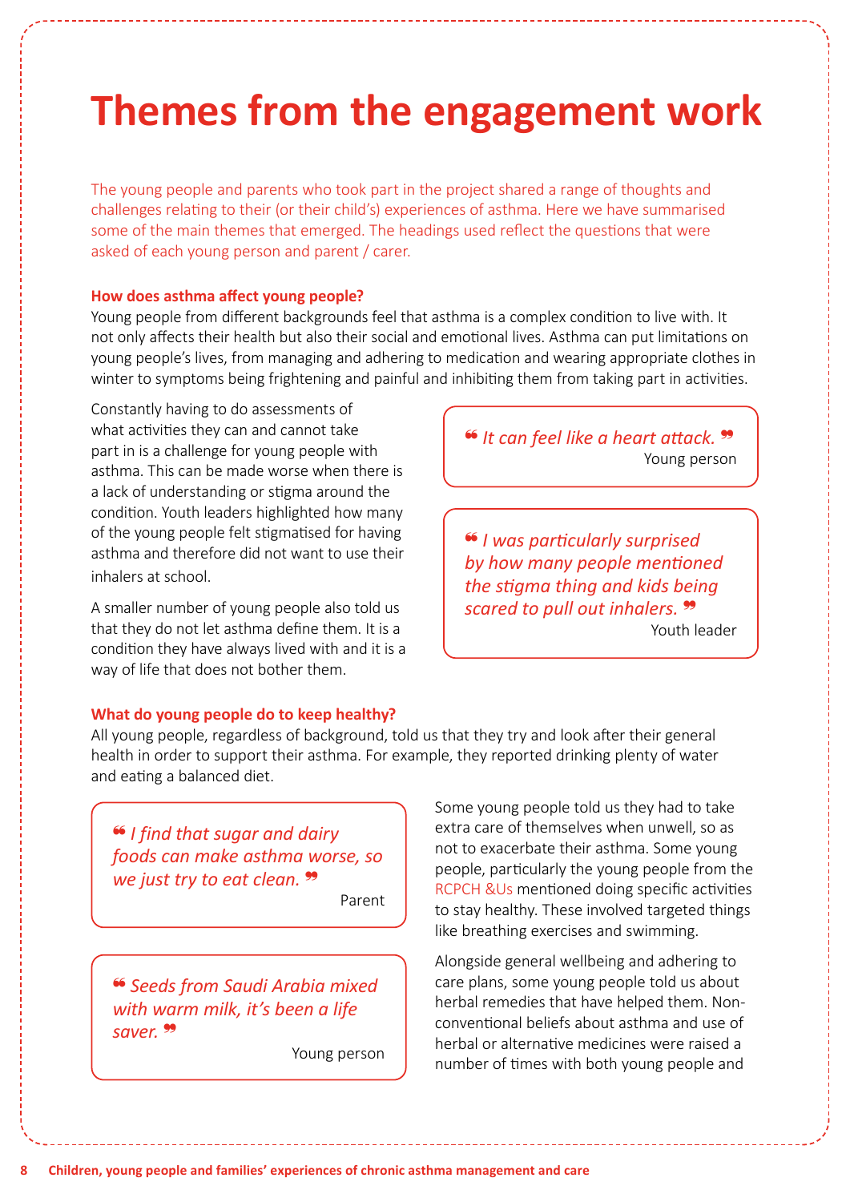# Themes from the engagement work

The young people and parents who took part in the project shared a range of thoughts and challenges relating to their (or their child's) experiences of asthma. Here we have summarised some of the main themes that emerged. The headings used reflect the questions that were asked of each young person and parent / carer.

**How does asthma affect young people?**

Young people from different backgrounds feel that asthma is a complex condition to live with. It not only affects their health but also their social and emotional lives. Asthma can put limitations on young people's lives, from managing and adhering to medication and wearing appropriate clothes in winter to symptoms being frightening and painful and inhibiting them from taking part in activities.

Constantly having to do assessments of what activities they can and cannot take part in is a challenge for young people with asthma. This can be made worse when there is a lack of understanding or stigma around the condition. Youth leaders highlighted how many of the young people felt stigmatised for having asthma and therefore did not want to use their inhalers at school.

A smaller number of young people also told us that they do not let asthma define them. It is a condition they have always lived with and it is a way of life that does not bother them.

> *"It can feel like a heart attack."*
> Young person

> *"I was particularly surprised by how many people mentioned the stigma thing and kids being scared to pull out inhalers."*
> Youth leader

**What do young people do to keep healthy?**

All young people, regardless of background, told us that they try and look after their general health in order to support their asthma. For example, they reported drinking plenty of water and eating a balanced diet.

> *"I find that sugar and dairy foods can make asthma worse, so we just try to eat clean."*
> Parent

> *"Seeds from Saudi Arabia mixed with warm milk, it's been a life saver."*
> Young person

Some young people told us they had to take extra care of themselves when unwell, so as not to exacerbate their asthma. Some young people, particularly the young people from the RCPCH &Us mentioned doing specific activities to stay healthy. These involved targeted things like breathing exercises and swimming.

Alongside general wellbeing and adhering to care plans, some young people told us about herbal remedies that have helped them. Non-conventional beliefs about asthma and use of herbal or alternative medicines were raised a number of times with both young people and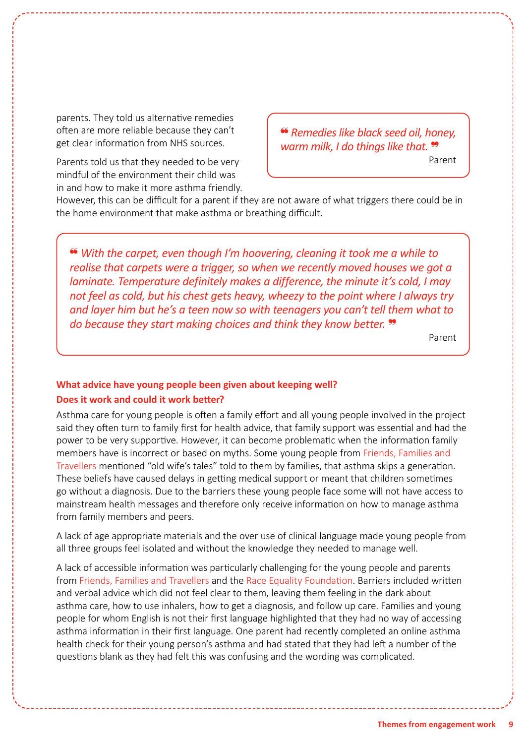parents. They told us alternative remedies often are more reliable because they can't get clear information from NHS sources.

> *" Remedies like black seed oil, honey, warm milk, I do things like that. "*
>
> Parent

Parents told us that they needed to be very mindful of the environment their child was in and how to make it more asthma friendly. However, this can be difficult for a parent if they are not aware of what triggers there could be in the home environment that make asthma or breathing difficult.

> *" With the carpet, even though I'm hoovering, cleaning it took me a while to realise that carpets were a trigger, so when we recently moved houses we got a laminate. Temperature definitely makes a difference, the minute it's cold, I may not feel as cold, but his chest gets heavy, wheezy to the point where I always try and layer him but he's a teen now so with teenagers you can't tell them what to do because they start making choices and think they know better. "*
>
> Parent

### What advice have young people been given about keeping well? Does it work and could it work better?

Asthma care for young people is often a family effort and all young people involved in the project said they often turn to family first for health advice, that family support was essential and had the power to be very supportive. However, it can become problematic when the information family members have is incorrect or based on myths. Some young people from Friends, Families and Travellers mentioned "old wife's tales" told to them by families, that asthma skips a generation. These beliefs have caused delays in getting medical support or meant that children sometimes go without a diagnosis. Due to the barriers these young people face some will not have access to mainstream health messages and therefore only receive information on how to manage asthma from family members and peers.

A lack of age appropriate materials and the over use of clinical language made young people from all three groups feel isolated and without the knowledge they needed to manage well.

A lack of accessible information was particularly challenging for the young people and parents from Friends, Families and Travellers and the Race Equality Foundation. Barriers included written and verbal advice which did not feel clear to them, leaving them feeling in the dark about asthma care, how to use inhalers, how to get a diagnosis, and follow up care. Families and young people for whom English is not their first language highlighted that they had no way of accessing asthma information in their first language. One parent had recently completed an online asthma health check for their young person's asthma and had stated that they had left a number of the questions blank as they had felt this was confusing and the wording was complicated.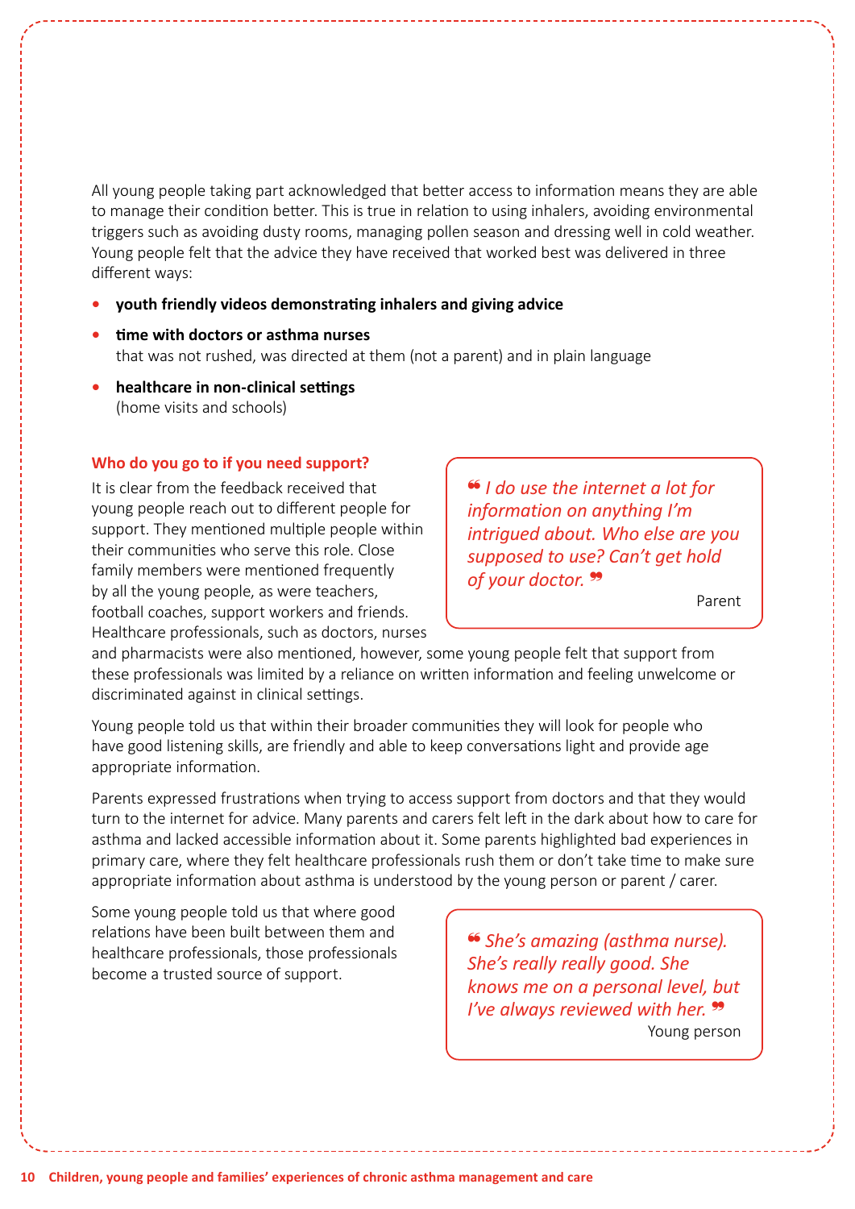All young people taking part acknowledged that better access to information means they are able to manage their condition better. This is true in relation to using inhalers, avoiding environmental triggers such as avoiding dusty rooms, managing pollen season and dressing well in cold weather. Young people felt that the advice they have received that worked best was delivered in three different ways:

- **youth friendly videos demonstrating inhalers and giving advice**
- **time with doctors or asthma nurses**
  that was not rushed, was directed at them (not a parent) and in plain language
- **healthcare in non-clinical settings**
  (home visits and schools)

### Who do you go to if you need support?

It is clear from the feedback received that young people reach out to different people for support. They mentioned multiple people within their communities who serve this role. Close family members were mentioned frequently by all the young people, as were teachers, football coaches, support workers and friends. Healthcare professionals, such as doctors, nurses and pharmacists were also mentioned, however, some young people felt that support from these professionals was limited by a reliance on written information and feeling unwelcome or discriminated against in clinical settings.

> *“I do use the internet a lot for information on anything I’m intrigued about. Who else are you supposed to use? Can’t get hold of your doctor.”*
>
> Parent

Young people told us that within their broader communities they will look for people who have good listening skills, are friendly and able to keep conversations light and provide age appropriate information.

Parents expressed frustrations when trying to access support from doctors and that they would turn to the internet for advice. Many parents and carers felt left in the dark about how to care for asthma and lacked accessible information about it. Some parents highlighted bad experiences in primary care, where they felt healthcare professionals rush them or don’t take time to make sure appropriate information about asthma is understood by the young person or parent / carer.

Some young people told us that where good relations have been built between them and healthcare professionals, those professionals become a trusted source of support.

> *“She’s amazing (asthma nurse). She’s really really good. She knows me on a personal level, but I’ve always reviewed with her.”*
>
> Young person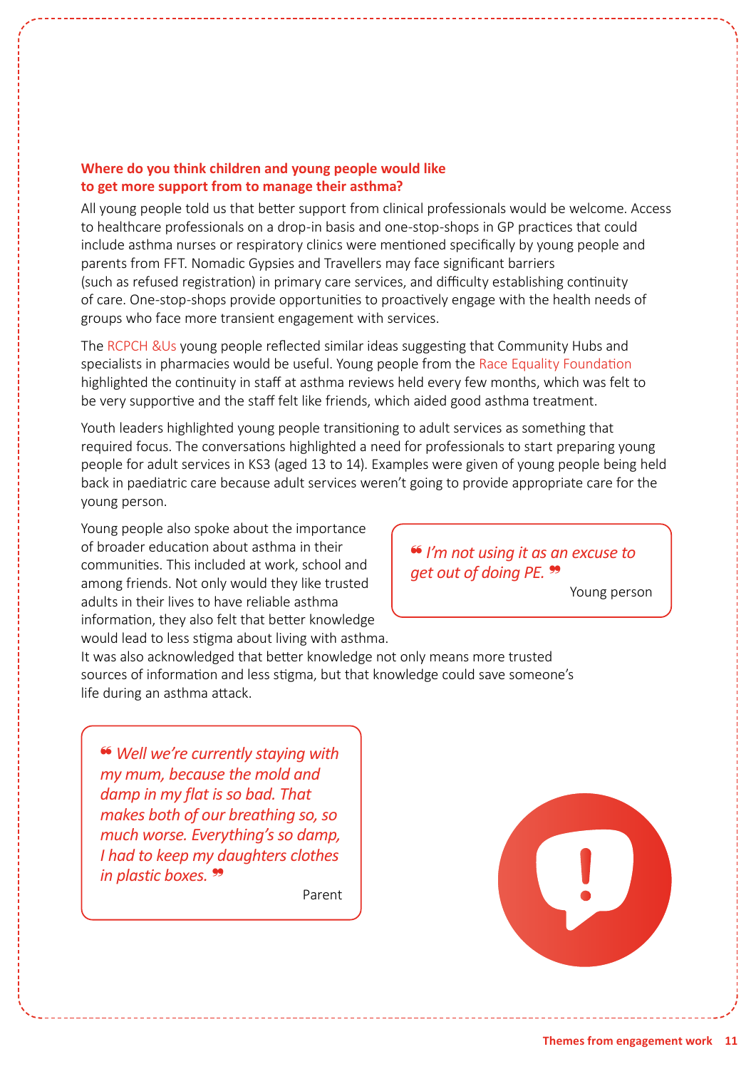### Where do you think children and young people would like to get more support from to manage their asthma?

All young people told us that better support from clinical professionals would be welcome. Access to healthcare professionals on a drop-in basis and one-stop-shops in GP practices that could include asthma nurses or respiratory clinics were mentioned specifically by young people and parents from FFT. Nomadic Gypsies and Travellers may face significant barriers (such as refused registration) in primary care services, and difficulty establishing continuity of care. One-stop-shops provide opportunities to proactively engage with the health needs of groups who face more transient engagement with services.

The RCPCH &Us young people reflected similar ideas suggesting that Community Hubs and specialists in pharmacies would be useful. Young people from the Race Equality Foundation highlighted the continuity in staff at asthma reviews held every few months, which was felt to be very supportive and the staff felt like friends, which aided good asthma treatment.

Youth leaders highlighted young people transitioning to adult services as something that required focus. The conversations highlighted a need for professionals to start preparing young people for adult services in KS3 (aged 13 to 14). Examples were given of young people being held back in paediatric care because adult services weren't going to provide appropriate care for the young person.

Young people also spoke about the importance of broader education about asthma in their communities. This included at work, school and among friends. Not only would they like trusted adults in their lives to have reliable asthma information, they also felt that better knowledge would lead to less stigma about living with asthma. It was also acknowledged that better knowledge not only means more trusted sources of information and less stigma, but that knowledge could save someone's life during an asthma attack.

> *"I'm not using it as an excuse to get out of doing PE."*
>
> Young person

> *"Well we're currently staying with my mum, because the mold and damp in my flat is so bad. That makes both of our breathing so, so much worse. Everything's so damp, I had to keep my daughters clothes in plastic boxes."*
>
> Parent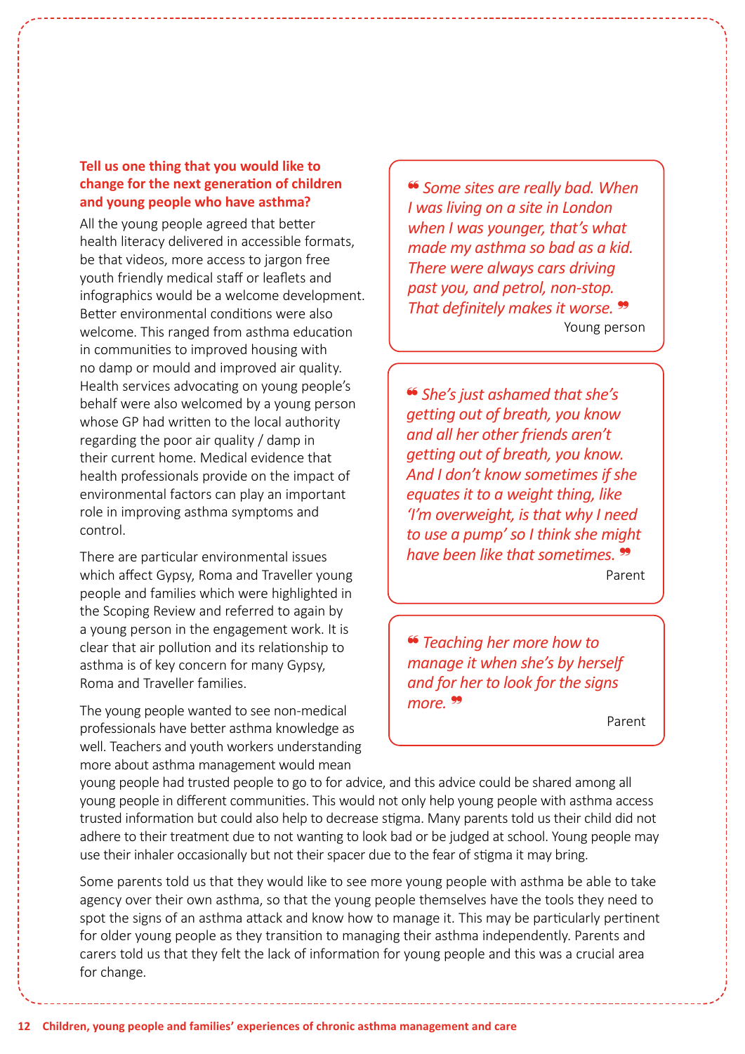### Tell us one thing that you would like to change for the next generation of children and young people who have asthma?

All the young people agreed that better health literacy delivered in accessible formats, be that videos, more access to jargon free youth friendly medical staff or leaflets and infographics would be a welcome development. Better environmental conditions were also welcome. This ranged from asthma education in communities to improved housing with no damp or mould and improved air quality. Health services advocating on young people's behalf were also welcomed by a young person whose GP had written to the local authority regarding the poor air quality / damp in their current home. Medical evidence that health professionals provide on the impact of environmental factors can play an important role in improving asthma symptoms and control.

There are particular environmental issues which affect Gypsy, Roma and Traveller young people and families which were highlighted in the Scoping Review and referred to again by a young person in the engagement work. It is clear that air pollution and its relationship to asthma is of key concern for many Gypsy, Roma and Traveller families.

The young people wanted to see non-medical professionals have better asthma knowledge as well. Teachers and youth workers understanding more about asthma management would mean young people had trusted people to go to for advice, and this advice could be shared among all young people in different communities. This would not only help young people with asthma access trusted information but could also help to decrease stigma. Many parents told us their child did not adhere to their treatment due to not wanting to look bad or be judged at school. Young people may use their inhaler occasionally but not their spacer due to the fear of stigma it may bring.

Some parents told us that they would like to see more young people with asthma be able to take agency over their own asthma, so that the young people themselves have the tools they need to spot the signs of an asthma attack and know how to manage it. This may be particularly pertinent for older young people as they transition to managing their asthma independently. Parents and carers told us that they felt the lack of information for young people and this was a crucial area for change.

> *"Some sites are really bad. When I was living on a site in London when I was younger, that's what made my asthma so bad as a kid. There were always cars driving past you, and petrol, non-stop. That definitely makes it worse."*
>
> Young person

> *"She's just ashamed that she's getting out of breath, you know and all her other friends aren't getting out of breath, you know. And I don't know sometimes if she equates it to a weight thing, like 'I'm overweight, is that why I need to use a pump' so I think she might have been like that sometimes."*
>
> Parent

> *"Teaching her more how to manage it when she's by herself and for her to look for the signs more."*
>
> Parent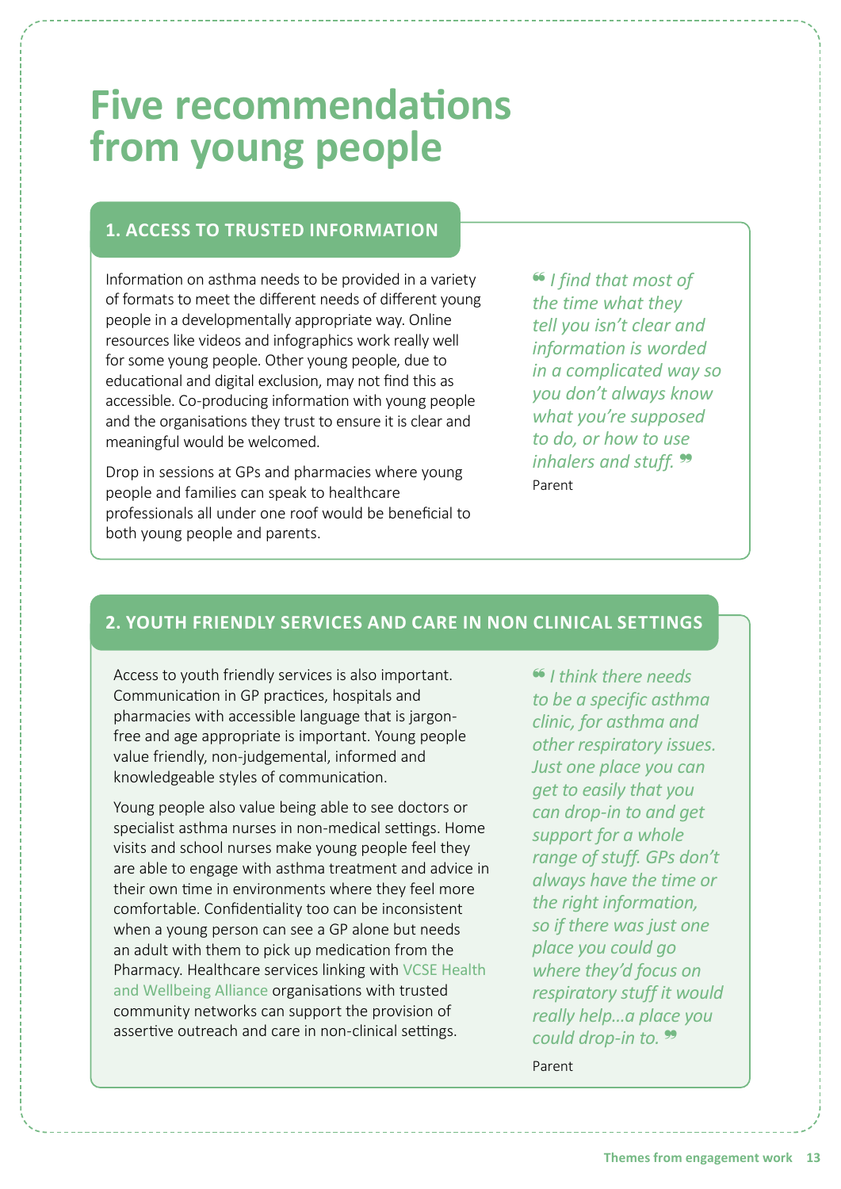# Five recommendations from young people

## 1. ACCESS TO TRUSTED INFORMATION

Information on asthma needs to be provided in a variety of formats to meet the different needs of different young people in a developmentally appropriate way. Online resources like videos and infographics work really well for some young people. Other young people, due to educational and digital exclusion, may not find this as accessible. Co-producing information with young people and the organisations they trust to ensure it is clear and meaningful would be welcomed.

Drop in sessions at GPs and pharmacies where young people and families can speak to healthcare professionals all under one roof would be beneficial to both young people and parents.

> *I find that most of the time what they tell you isn't clear and information is worded in a complicated way so you don't always know what you're supposed to do, or how to use inhalers and stuff.*
>
> Parent

## 2. YOUTH FRIENDLY SERVICES AND CARE IN NON CLINICAL SETTINGS

Access to youth friendly services is also important. Communication in GP practices, hospitals and pharmacies with accessible language that is jargon-free and age appropriate is important. Young people value friendly, non-judgemental, informed and knowledgeable styles of communication.

Young people also value being able to see doctors or specialist asthma nurses in non-medical settings. Home visits and school nurses make young people feel they are able to engage with asthma treatment and advice in their own time in environments where they feel more comfortable. Confidentiality too can be inconsistent when a young person can see a GP alone but needs an adult with them to pick up medication from the Pharmacy. Healthcare services linking with VCSE Health and Wellbeing Alliance organisations with trusted community networks can support the provision of assertive outreach and care in non-clinical settings.

> *I think there needs to be a specific asthma clinic, for asthma and other respiratory issues. Just one place you can get to easily that you can drop-in to and get support for a whole range of stuff. GPs don't always have the time or the right information, so if there was just one place you could go where they'd focus on respiratory stuff it would really help...a place you could drop-in to.*
>
> Parent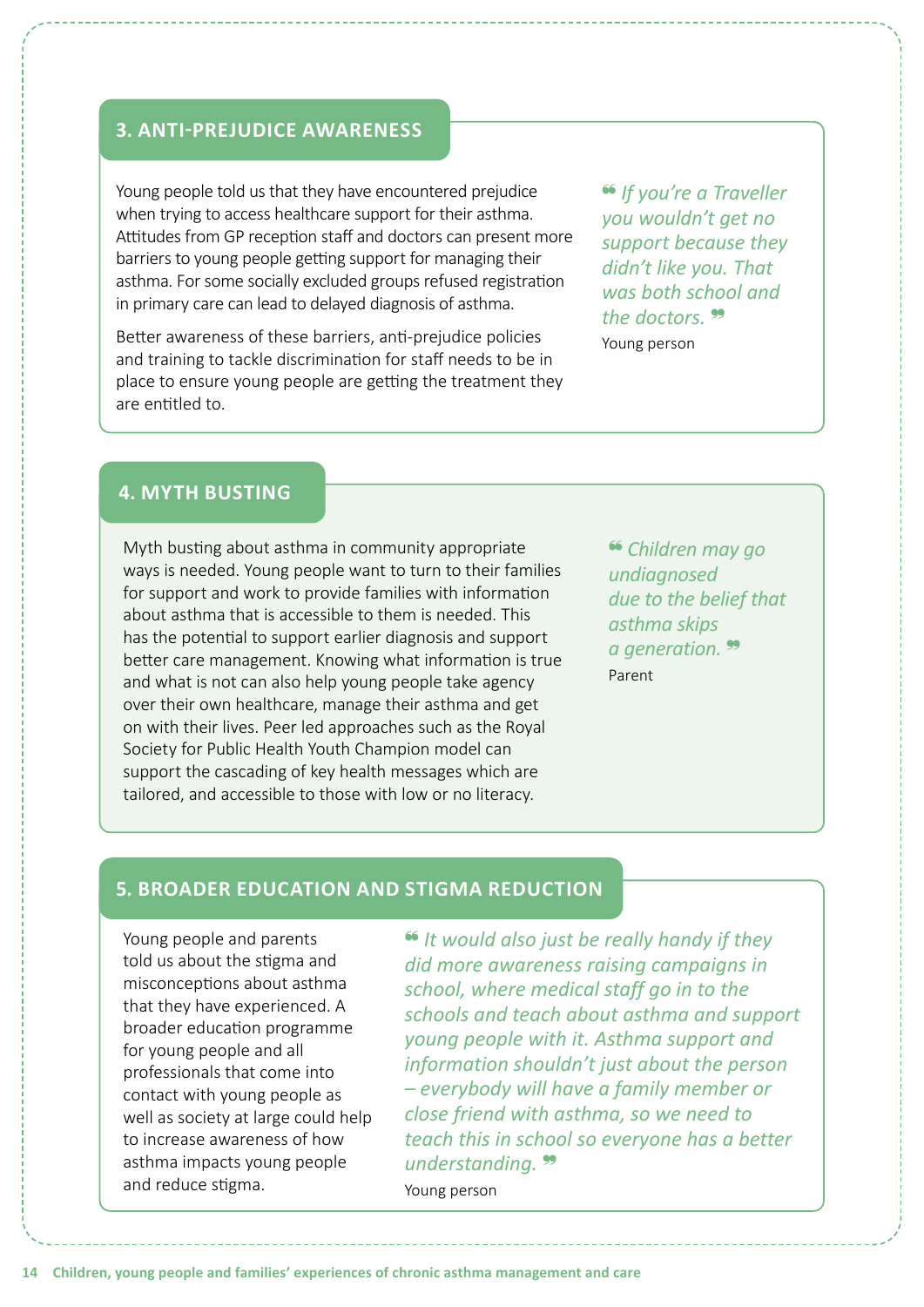## 3. ANTI-PREJUDICE AWARENESS

Young people told us that they have encountered prejudice when trying to access healthcare support for their asthma. Attitudes from GP reception staff and doctors can present more barriers to young people getting support for managing their asthma. For some socially excluded groups refused registration in primary care can lead to delayed diagnosis of asthma.

Better awareness of these barriers, anti-prejudice policies and training to tackle discrimination for staff needs to be in place to ensure young people are getting the treatment they are entitled to.

> *"If you're a Traveller you wouldn't get no support because they didn't like you. That was both school and the doctors."*
>
> Young person

## 4. MYTH BUSTING

Myth busting about asthma in community appropriate ways is needed. Young people want to turn to their families for support and work to provide families with information about asthma that is accessible to them is needed. This has the potential to support earlier diagnosis and support better care management. Knowing what information is true and what is not can also help young people take agency over their own healthcare, manage their asthma and get on with their lives. Peer led approaches such as the Royal Society for Public Health Youth Champion model can support the cascading of key health messages which are tailored, and accessible to those with low or no literacy.

> *"Children may go undiagnosed due to the belief that asthma skips a generation."*
>
> Parent

## 5. BROADER EDUCATION AND STIGMA REDUCTION

Young people and parents told us about the stigma and misconceptions about asthma that they have experienced. A broader education programme for young people and all professionals that come into contact with young people as well as society at large could help to increase awareness of how asthma impacts young people and reduce stigma.

> *"It would also just be really handy if they did more awareness raising campaigns in school, where medical staff go in to the schools and teach about asthma and support young people with it. Asthma support and information shouldn't just about the person – everybody will have a family member or close friend with asthma, so we need to teach this in school so everyone has a better understanding."*
>
> Young person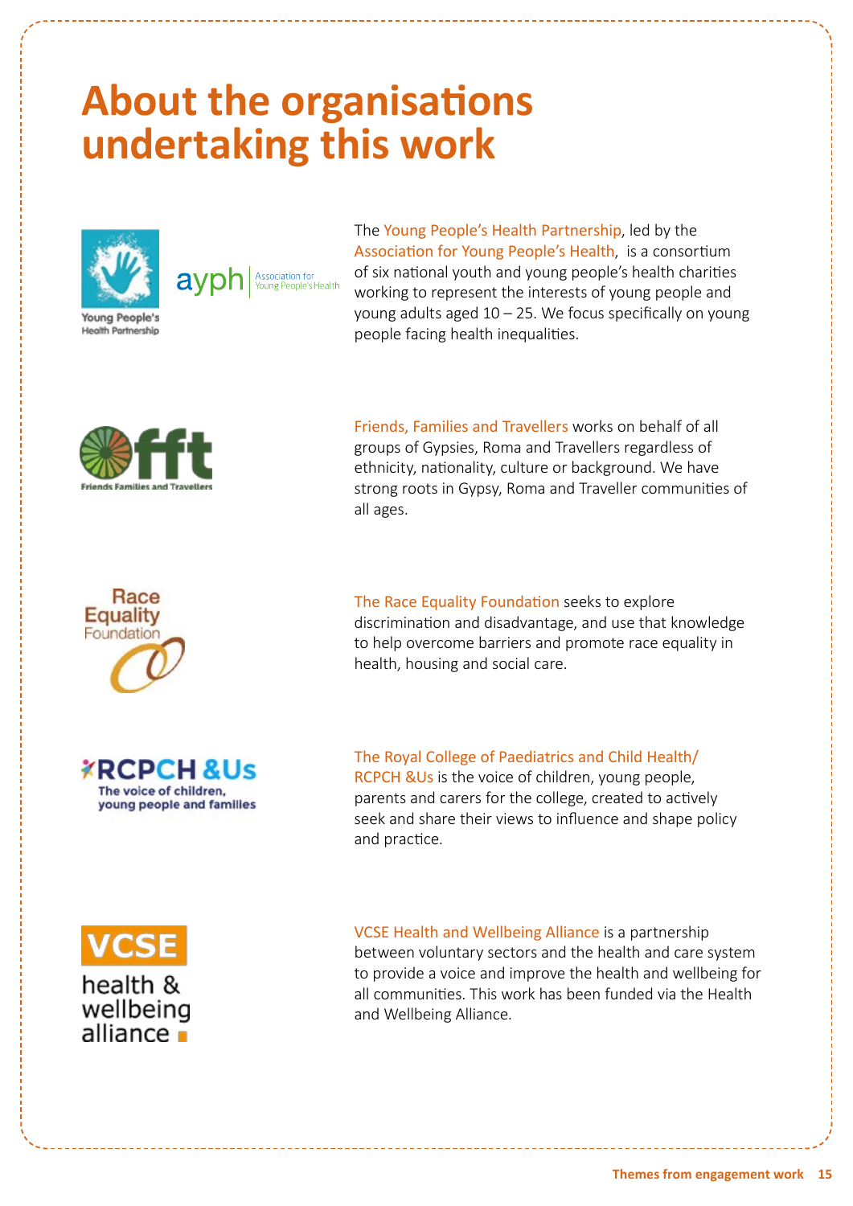# About the organisations undertaking this work

The Young People's Health Partnership, led by the Association for Young People's Health, is a consortium of six national youth and young people's health charities working to represent the interests of young people and young adults aged 10 – 25. We focus specifically on young people facing health inequalities.

Friends, Families and Travellers works on behalf of all groups of Gypsies, Roma and Travellers regardless of ethnicity, nationality, culture or background. We have strong roots in Gypsy, Roma and Traveller communities of all ages.

The Race Equality Foundation seeks to explore discrimination and disadvantage, and use that knowledge to help overcome barriers and promote race equality in health, housing and social care.

The Royal College of Paediatrics and Child Health/ RCPCH &Us is the voice of children, young people, parents and carers for the college, created to actively seek and share their views to influence and shape policy and practice.

VCSE Health and Wellbeing Alliance is a partnership between voluntary sectors and the health and care system to provide a voice and improve the health and wellbeing for all communities. This work has been funded via the Health and Wellbeing Alliance.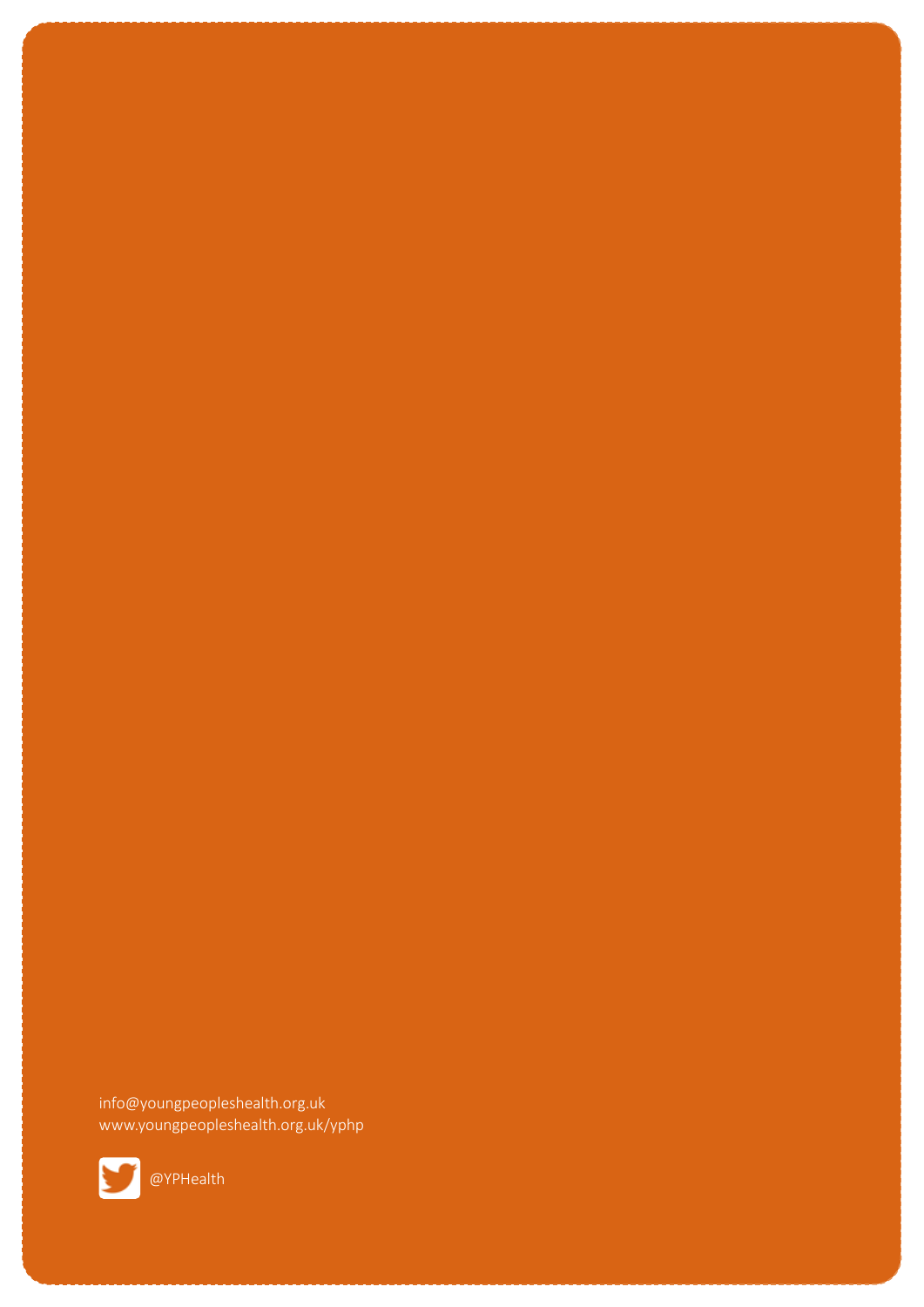info@youngpeopleshealth.org.uk
www.youngpeopleshealth.org.uk/yphp

@YPHealth